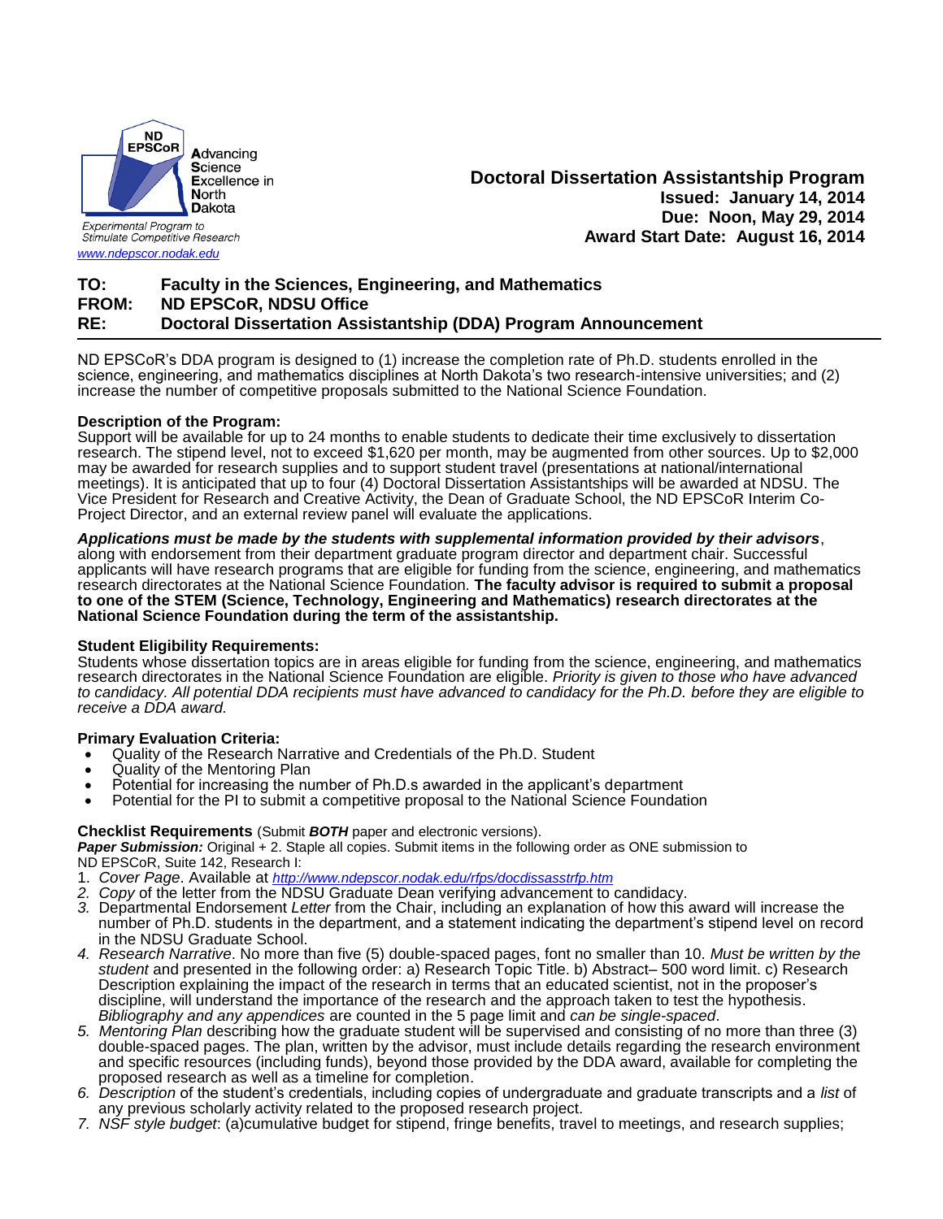ND EPSCoR Advancing Science Excellence in North Dakota

*Experimental Program to Stimulate Competitive Research*

[www.ndepscor.nodak.edu](http://www.ndepscor.nodak.edu)

**Doctoral Dissertation Assistantship Program**
**Issued: January 14, 2014**
**Due: Noon, May 29, 2014**
**Award Start Date: August 16, 2014**

**TO:** **Faculty in the Sciences, Engineering, and Mathematics**
**FROM:** **ND EPSCoR, NDSU Office**
**RE:** **Doctoral Dissertation Assistantship (DDA) Program Announcement**

---

ND EPSCoR's DDA program is designed to (1) increase the completion rate of Ph.D. students enrolled in the science, engineering, and mathematics disciplines at North Dakota's two research-intensive universities; and (2) increase the number of competitive proposals submitted to the National Science Foundation.

**Description of the Program:**
Support will be available for up to 24 months to enable students to dedicate their time exclusively to dissertation research. The stipend level, not to exceed $1,620 per month, may be augmented from other sources. Up to $2,000 may be awarded for research supplies and to support student travel (presentations at national/international meetings). It is anticipated that up to four (4) Doctoral Dissertation Assistantships will be awarded at NDSU. The Vice President for Research and Creative Activity, the Dean of Graduate School, the ND EPSCoR Interim Co-Project Director, and an external review panel will evaluate the applications.

***Applications must be made by the students with supplemental information provided by their advisors***, along with endorsement from their department graduate program director and department chair. Successful applicants will have research programs that are eligible for funding from the science, engineering, and mathematics research directorates at the National Science Foundation. **The faculty advisor is required to submit a proposal to one of the STEM (Science, Technology, Engineering and Mathematics) research directorates at the National Science Foundation during the term of the assistantship.**

**Student Eligibility Requirements:**
Students whose dissertation topics are in areas eligible for funding from the science, engineering, and mathematics research directorates in the National Science Foundation are eligible. *Priority is given to those who have advanced to candidacy. All potential DDA recipients must have advanced to candidacy for the Ph.D. before they are eligible to receive a DDA award.*

**Primary Evaluation Criteria:**

- Quality of the Research Narrative and Credentials of the Ph.D. Student
- Quality of the Mentoring Plan
- Potential for increasing the number of Ph.D.s awarded in the applicant's department
- Potential for the PI to submit a competitive proposal to the National Science Foundation

**Checklist Requirements** (Submit ***BOTH*** paper and electronic versions).
***Paper Submission:*** Original + 2. Staple all copies. Submit items in the following order as ONE submission to ND EPSCoR, Suite 142, Research I:

1. *Cover Page*. Available at [*http://www.ndepscor.nodak.edu/rfps/docdissasstrfp.htm*](http://www.ndepscor.nodak.edu/rfps/docdissasstrfp.htm)
2. *Copy* of the letter from the NDSU Graduate Dean verifying advancement to candidacy.
3. Departmental Endorsement *Letter* from the Chair, including an explanation of how this award will increase the number of Ph.D. students in the department, and a statement indicating the department's stipend level on record in the NDSU Graduate School.
4. *Research Narrative*. No more than five (5) double-spaced pages, font no smaller than 10. *Must be written by the student* and presented in the following order: a) Research Topic Title. b) Abstract– 500 word limit. c) Research Description explaining the impact of the research in terms that an educated scientist, not in the proposer's discipline, will understand the importance of the research and the approach taken to test the hypothesis. *Bibliography and any appendices* are counted in the 5 page limit and *can be single-spaced*.
5. *Mentoring Plan* describing how the graduate student will be supervised and consisting of no more than three (3) double-spaced pages. The plan, written by the advisor, must include details regarding the research environment and specific resources (including funds), beyond those provided by the DDA award, available for completing the proposed research as well as a timeline for completion.
6. *Description* of the student's credentials, including copies of undergraduate and graduate transcripts and a *list* of any previous scholarly activity related to the proposed research project.
7. *NSF style budget*: (a)cumulative budget for stipend, fringe benefits, travel to meetings, and research supplies;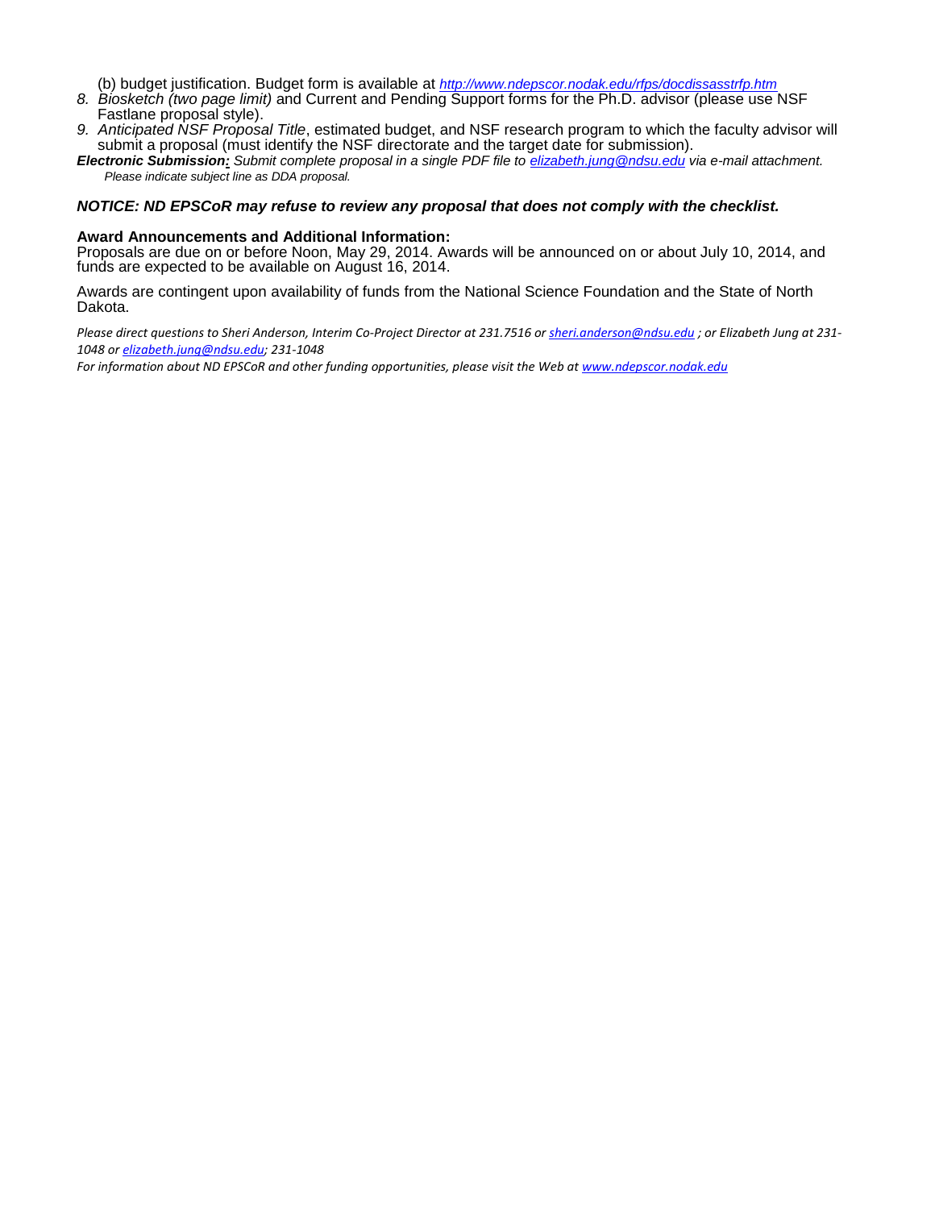(b) budget justification. Budget form is available at *http://www.ndepscor.nodak.edu/rfps/docdissasstrfp.htm*

8. *Biosketch (two page limit)* and Current and Pending Support forms for the Ph.D. advisor (please use NSF Fastlane proposal style).
9. *Anticipated NSF Proposal Title*, estimated budget, and NSF research program to which the faculty advisor will submit a proposal (must identify the NSF directorate and the target date for submission).

***Electronic Submission:*** *Submit complete proposal in a single PDF file to elizabeth.jung@ndsu.edu via e-mail attachment. Please indicate subject line as DDA proposal.*

***NOTICE: ND EPSCoR may refuse to review any proposal that does not comply with the checklist.***

**Award Announcements and Additional Information:**

Proposals are due on or before Noon, May 29, 2014. Awards will be announced on or about July 10, 2014, and funds are expected to be available on August 16, 2014.

Awards are contingent upon availability of funds from the National Science Foundation and the State of North Dakota.

*Please direct questions to Sheri Anderson, Interim Co-Project Director at 231.7516 or sheri.anderson@ndsu.edu ; or Elizabeth Jung at 231-1048 or elizabeth.jung@ndsu.edu; 231-1048*

*For information about ND EPSCoR and other funding opportunities, please visit the Web at www.ndepscor.nodak.edu*